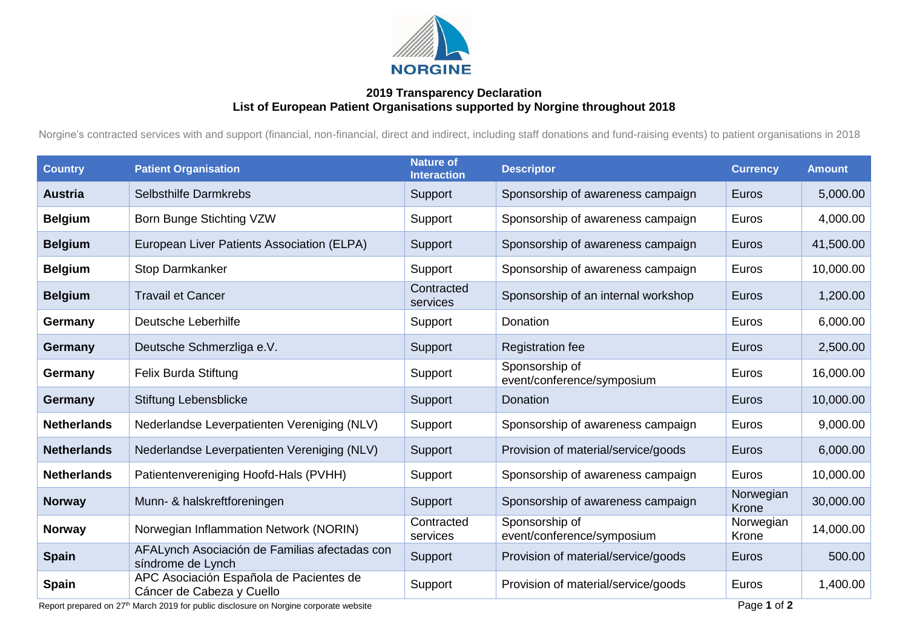NORGINE

## 2019 Transparency Declaration
## List of European Patient Organisations supported by Norgine throughout 2018

Norgine's contracted services with and support (financial, non-financial, direct and indirect, including staff donations and fund-raising events) to patient organisations in 2018

| Country | Patient Organisation | Nature of Interaction | Descriptor | Currency | Amount |
|---|---|---|---|---|---|
| **Austria** | Selbsthilfe Darmkrebs | Support | Sponsorship of awareness campaign | Euros | 5,000.00 |
| **Belgium** | Born Bunge Stichting VZW | Support | Sponsorship of awareness campaign | Euros | 4,000.00 |
| **Belgium** | European Liver Patients Association (ELPA) | Support | Sponsorship of awareness campaign | Euros | 41,500.00 |
| **Belgium** | Stop Darmkanker | Support | Sponsorship of awareness campaign | Euros | 10,000.00 |
| **Belgium** | Travail et Cancer | Contracted services | Sponsorship of an internal workshop | Euros | 1,200.00 |
| **Germany** | Deutsche Leberhilfe | Support | Donation | Euros | 6,000.00 |
| **Germany** | Deutsche Schmerzliga e.V. | Support | Registration fee | Euros | 2,500.00 |
| **Germany** | Felix Burda Stiftung | Support | Sponsorship of event/conference/symposium | Euros | 16,000.00 |
| **Germany** | Stiftung Lebensblicke | Support | Donation | Euros | 10,000.00 |
| **Netherlands** | Nederlandse Leverpatienten Vereniging (NLV) | Support | Sponsorship of awareness campaign | Euros | 9,000.00 |
| **Netherlands** | Nederlandse Leverpatienten Vereniging (NLV) | Support | Provision of material/service/goods | Euros | 6,000.00 |
| **Netherlands** | Patientenvereniging Hoofd-Hals (PVHH) | Support | Sponsorship of awareness campaign | Euros | 10,000.00 |
| **Norway** | Munn- & halskreftforeningen | Support | Sponsorship of awareness campaign | Norwegian Krone | 30,000.00 |
| **Norway** | Norwegian Inflammation Network (NORIN) | Contracted services | Sponsorship of event/conference/symposium | Norwegian Krone | 14,000.00 |
| **Spain** | AFALynch Asociación de Familias afectadas con síndrome de Lynch | Support | Provision of material/service/goods | Euros | 500.00 |
| **Spain** | APC Asociación Española de Pacientes de Cáncer de Cabeza y Cuello | Support | Provision of material/service/goods | Euros | 1,400.00 |

Report prepared on 27th March 2019 for public disclosure on Norgine corporate website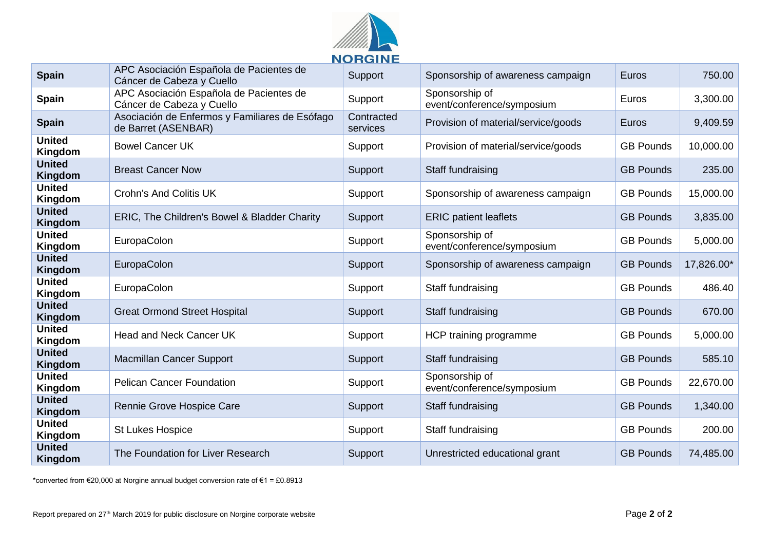| | | | | | |
|---|---|---|---|---|---|
| **Spain** | APC Asociación Española de Pacientes de Cáncer de Cabeza y Cuello | Support | Sponsorship of awareness campaign | Euros | 750.00 |
| **Spain** | APC Asociación Española de Pacientes de Cáncer de Cabeza y Cuello | Support | Sponsorship of event/conference/symposium | Euros | 3,300.00 |
| **Spain** | Asociación de Enfermos y Familiares de Esófago de Barret (ASENBAR) | Contracted services | Provision of material/service/goods | Euros | 9,409.59 |
| **United Kingdom** | Bowel Cancer UK | Support | Provision of material/service/goods | GB Pounds | 10,000.00 |
| **United Kingdom** | Breast Cancer Now | Support | Staff fundraising | GB Pounds | 235.00 |
| **United Kingdom** | Crohn's And Colitis UK | Support | Sponsorship of awareness campaign | GB Pounds | 15,000.00 |
| **United Kingdom** | ERIC, The Children's Bowel & Bladder Charity | Support | ERIC patient leaflets | GB Pounds | 3,835.00 |
| **United Kingdom** | EuropaColon | Support | Sponsorship of event/conference/symposium | GB Pounds | 5,000.00 |
| **United Kingdom** | EuropaColon | Support | Sponsorship of awareness campaign | GB Pounds | 17,826.00* |
| **United Kingdom** | EuropaColon | Support | Staff fundraising | GB Pounds | 486.40 |
| **United Kingdom** | Great Ormond Street Hospital | Support | Staff fundraising | GB Pounds | 670.00 |
| **United Kingdom** | Head and Neck Cancer UK | Support | HCP training programme | GB Pounds | 5,000.00 |
| **United Kingdom** | Macmillan Cancer Support | Support | Staff fundraising | GB Pounds | 585.10 |
| **United Kingdom** | Pelican Cancer Foundation | Support | Sponsorship of event/conference/symposium | GB Pounds | 22,670.00 |
| **United Kingdom** | Rennie Grove Hospice Care | Support | Staff fundraising | GB Pounds | 1,340.00 |
| **United Kingdom** | St Lukes Hospice | Support | Staff fundraising | GB Pounds | 200.00 |
| **United Kingdom** | The Foundation for Liver Research | Support | Unrestricted educational grant | GB Pounds | 74,485.00 |

*converted from €20,000 at Norgine annual budget conversion rate of €1 = £0.8913

Report prepared on 27th March 2019 for public disclosure on Norgine corporate website